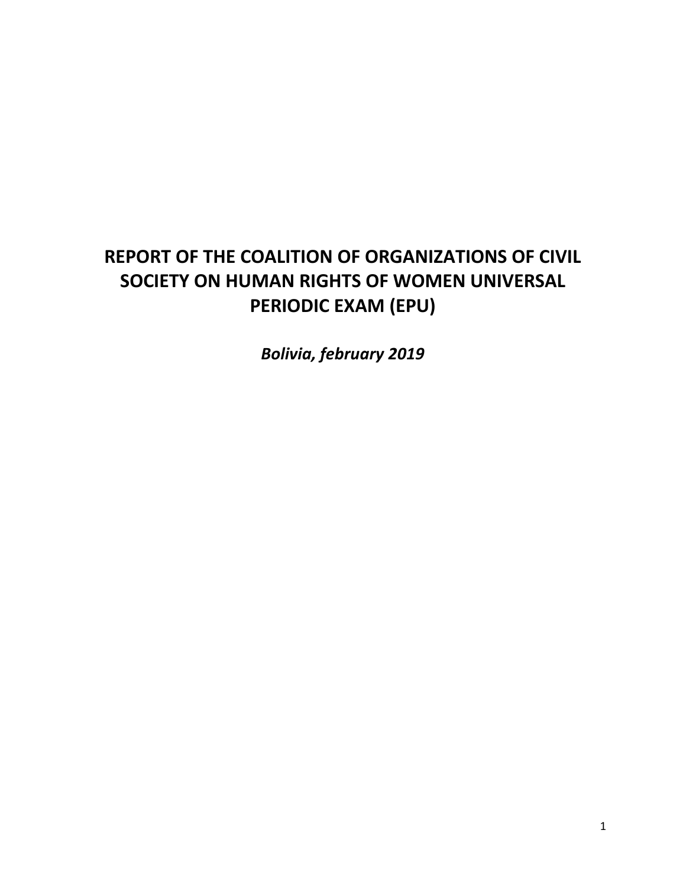# REPORT OF THE COALITION OF ORGANIZATIONS OF CIVIL SOCIETY ON HUMAN RIGHTS OF WOMEN UNIVERSAL PERIODIC EXAM (EPU)

***Bolivia, february 2019***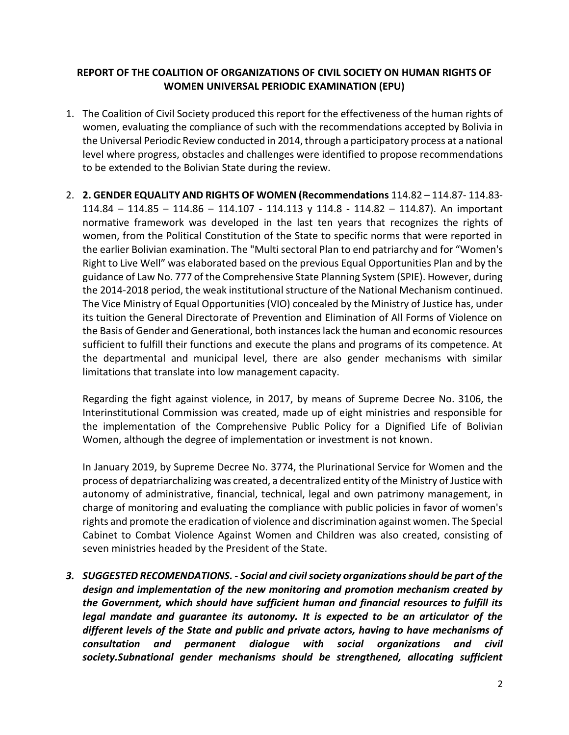**REPORT OF THE COALITION OF ORGANIZATIONS OF CIVIL SOCIETY ON HUMAN RIGHTS OF WOMEN UNIVERSAL PERIODIC EXAMINATION (EPU)**

1. The Coalition of Civil Society produced this report for the effectiveness of the human rights of women, evaluating the compliance of such with the recommendations accepted by Bolivia in the Universal Periodic Review conducted in 2014, through a participatory process at a national level where progress, obstacles and challenges were identified to propose recommendations to be extended to the Bolivian State during the review.

2. **2. GENDER EQUALITY AND RIGHTS OF WOMEN (Recommendations** 114.82 – 114.87- 114.83- 114.84 – 114.85 – 114.86 – 114.107 - 114.113 y 114.8 - 114.82 – 114.87). An important normative framework was developed in the last ten years that recognizes the rights of women, from the Political Constitution of the State to specific norms that were reported in the earlier Bolivian examination. The "Multi sectoral Plan to end patriarchy and for "Women's Right to Live Well" was elaborated based on the previous Equal Opportunities Plan and by the guidance of Law No. 777 of the Comprehensive State Planning System (SPIE). However, during the 2014-2018 period, the weak institutional structure of the National Mechanism continued. The Vice Ministry of Equal Opportunities (VIO) concealed by the Ministry of Justice has, under its tuition the General Directorate of Prevention and Elimination of All Forms of Violence on the Basis of Gender and Generational, both instances lack the human and economic resources sufficient to fulfill their functions and execute the plans and programs of its competence. At the departmental and municipal level, there are also gender mechanisms with similar limitations that translate into low management capacity.

   Regarding the fight against violence, in 2017, by means of Supreme Decree No. 3106, the Interinstitutional Commission was created, made up of eight ministries and responsible for the implementation of the Comprehensive Public Policy for a Dignified Life of Bolivian Women, although the degree of implementation or investment is not known.

   In January 2019, by Supreme Decree No. 3774, the Plurinational Service for Women and the process of depatriarchalizing was created, a decentralized entity of the Ministry of Justice with autonomy of administrative, financial, technical, legal and own patrimony management, in charge of monitoring and evaluating the compliance with public policies in favor of women's rights and promote the eradication of violence and discrimination against women. The Special Cabinet to Combat Violence Against Women and Children was also created, consisting of seven ministries headed by the President of the State.

3. ***SUGGESTED RECOMENDATIONS. - Social and civil society organizations should be part of the design and implementation of the new monitoring and promotion mechanism created by the Government, which should have sufficient human and financial resources to fulfill its legal mandate and guarantee its autonomy. It is expected to be an articulator of the different levels of the State and public and private actors, having to have mechanisms of consultation and permanent dialogue with social organizations and civil society.Subnational gender mechanisms should be strengthened, allocating sufficient***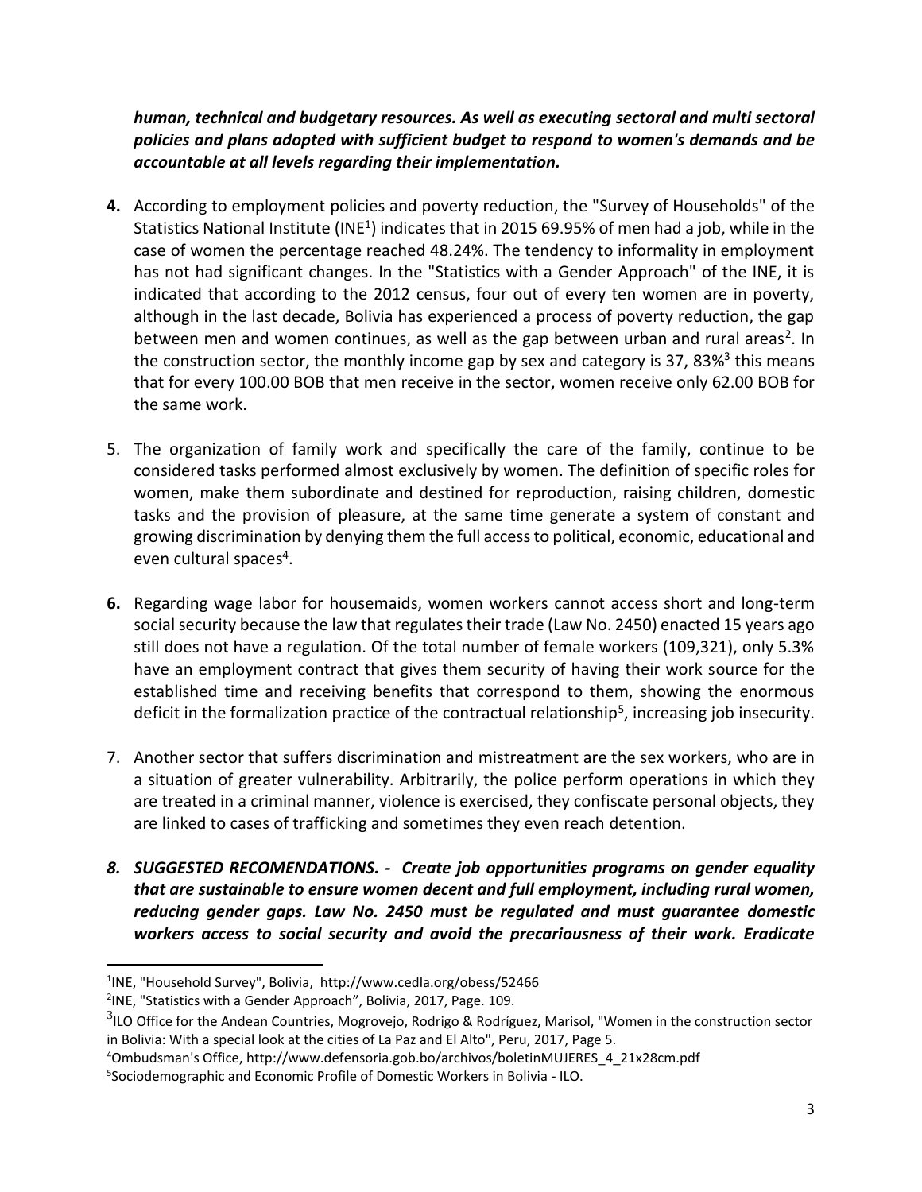***human, technical and budgetary resources. As well as executing sectoral and multi sectoral policies and plans adopted with sufficient budget to respond to women's demands and be accountable at all levels regarding their implementation.***

**4.** According to employment policies and poverty reduction, the "Survey of Households" of the Statistics National Institute (INE[1]) indicates that in 2015 69.95% of men had a job, while in the case of women the percentage reached 48.24%. The tendency to informality in employment has not had significant changes. In the "Statistics with a Gender Approach" of the INE, it is indicated that according to the 2012 census, four out of every ten women are in poverty, although in the last decade, Bolivia has experienced a process of poverty reduction, the gap between men and women continues, as well as the gap between urban and rural areas[2]. In the construction sector, the monthly income gap by sex and category is 37, 83%[3] this means that for every 100.00 BOB that men receive in the sector, women receive only 62.00 BOB for the same work.

5. The organization of family work and specifically the care of the family, continue to be considered tasks performed almost exclusively by women. The definition of specific roles for women, make them subordinate and destined for reproduction, raising children, domestic tasks and the provision of pleasure, at the same time generate a system of constant and growing discrimination by denying them the full access to political, economic, educational and even cultural spaces[4].

**6.** Regarding wage labor for housemaids, women workers cannot access short and long-term social security because the law that regulates their trade (Law No. 2450) enacted 15 years ago still does not have a regulation. Of the total number of female workers (109,321), only 5.3% have an employment contract that gives them security of having their work source for the established time and receiving benefits that correspond to them, showing the enormous deficit in the formalization practice of the contractual relationship[5], increasing job insecurity.

7. Another sector that suffers discrimination and mistreatment are the sex workers, who are in a situation of greater vulnerability. Arbitrarily, the police perform operations in which they are treated in a criminal manner, violence is exercised, they confiscate personal objects, they are linked to cases of trafficking and sometimes they even reach detention.

***8. SUGGESTED RECOMENDATIONS. - Create job opportunities programs on gender equality that are sustainable to ensure women decent and full employment, including rural women, reducing gender gaps. Law No. 2450 must be regulated and must guarantee domestic workers access to social security and avoid the precariousness of their work. Eradicate***

---

[1] INE, "Household Survey", Bolivia, http://www.cedla.org/obess/52466

[2] INE, "Statistics with a Gender Approach", Bolivia, 2017, Page. 109.

[3] ILO Office for the Andean Countries, Mogrovejo, Rodrigo & Rodríguez, Marisol, "Women in the construction sector in Bolivia: With a special look at the cities of La Paz and El Alto", Peru, 2017, Page 5.

[4] Ombudsman's Office, http://www.defensoria.gob.bo/archivos/boletinMUJERES_4_21x28cm.pdf

[5] Sociodemographic and Economic Profile of Domestic Workers in Bolivia - ILO.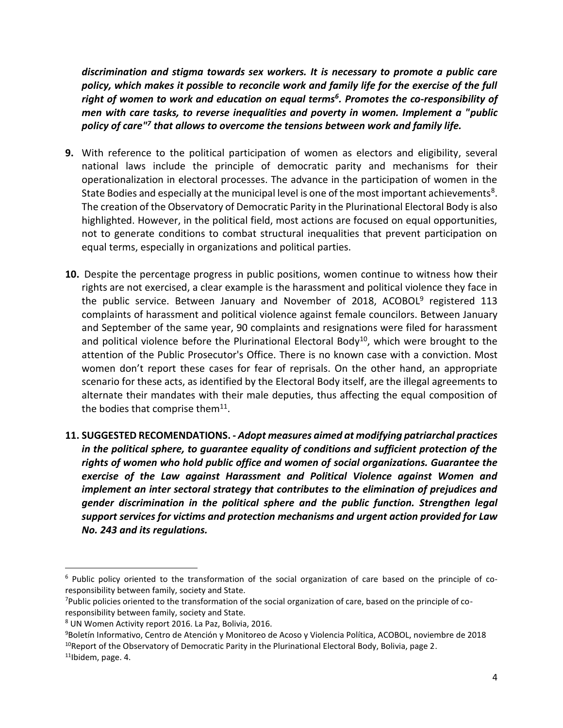***discrimination and stigma towards sex workers. It is necessary to promote a public care policy, which makes it possible to reconcile work and family life for the exercise of the full right of women to work and education on equal terms[6]. Promotes the co-responsibility of men with care tasks, to reverse inequalities and poverty in women. Implement a "public policy of care"[7] that allows to overcome the tensions between work and family life.***

**9.** With reference to the political participation of women as electors and eligibility, several national laws include the principle of democratic parity and mechanisms for their operationalization in electoral processes. The advance in the participation of women in the State Bodies and especially at the municipal level is one of the most important achievements[8]. The creation of the Observatory of Democratic Parity in the Plurinational Electoral Body is also highlighted. However, in the political field, most actions are focused on equal opportunities, not to generate conditions to combat structural inequalities that prevent participation on equal terms, especially in organizations and political parties.

**10.** Despite the percentage progress in public positions, women continue to witness how their rights are not exercised, a clear example is the harassment and political violence they face in the public service. Between January and November of 2018, ACOBOL[9] registered 113 complaints of harassment and political violence against female councilors. Between January and September of the same year, 90 complaints and resignations were filed for harassment and political violence before the Plurinational Electoral Body[10], which were brought to the attention of the Public Prosecutor's Office. There is no known case with a conviction. Most women don't report these cases for fear of reprisals. On the other hand, an appropriate scenario for these acts, as identified by the Electoral Body itself, are the illegal agreements to alternate their mandates with their male deputies, thus affecting the equal composition of the bodies that comprise them[11].

**11. SUGGESTED RECOMENDATIONS. -** ***Adopt measures aimed at modifying patriarchal practices in the political sphere, to guarantee equality of conditions and sufficient protection of the rights of women who hold public office and women of social organizations. Guarantee the exercise of the Law against Harassment and Political Violence against Women and implement an inter sectoral strategy that contributes to the elimination of prejudices and gender discrimination in the political sphere and the public function. Strengthen legal support services for victims and protection mechanisms and urgent action provided for Law No. 243 and its regulations.***

---

[6] Public policy oriented to the transformation of the social organization of care based on the principle of co-responsibility between family, society and State.

[7] Public policies oriented to the transformation of the social organization of care, based on the principle of co-responsibility between family, society and State.

[8] UN Women Activity report 2016. La Paz, Bolivia, 2016.

[9] Boletín Informativo, Centro de Atención y Monitoreo de Acoso y Violencia Política, ACOBOL, noviembre de 2018

[10] Report of the Observatory of Democratic Parity in the Plurinational Electoral Body, Bolivia, page 2.

[11] Ibidem, page. 4.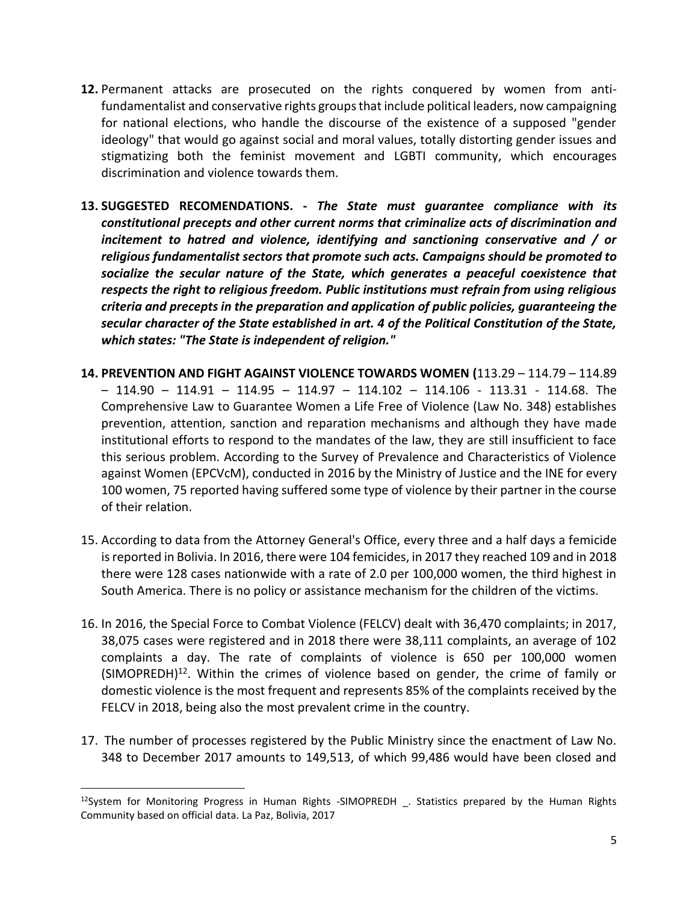12. Permanent attacks are prosecuted on the rights conquered by women from anti-fundamentalist and conservative rights groups that include political leaders, now campaigning for national elections, who handle the discourse of the existence of a supposed "gender ideology" that would go against social and moral values, totally distorting gender issues and stigmatizing both the feminist movement and LGBTI community, which encourages discrimination and violence towards them.

13. **SUGGESTED RECOMENDATIONS. -** ***The State must guarantee compliance with its constitutional precepts and other current norms that criminalize acts of discrimination and incitement to hatred and violence, identifying and sanctioning conservative and / or religious fundamentalist sectors that promote such acts. Campaigns should be promoted to socialize the secular nature of the State, which generates a peaceful coexistence that respects the right to religious freedom. Public institutions must refrain from using religious criteria and precepts in the preparation and application of public policies, guaranteeing the secular character of the State established in art. 4 of the Political Constitution of the State, which states: "The State is independent of religion."***

14. **PREVENTION AND FIGHT AGAINST VIOLENCE TOWARDS WOMEN (**113.29 – 114.79 – 114.89 – 114.90 – 114.91 – 114.95 – 114.97 – 114.102 – 114.106 - 113.31 - 114.68. The Comprehensive Law to Guarantee Women a Life Free of Violence (Law No. 348) establishes prevention, attention, sanction and reparation mechanisms and although they have made institutional efforts to respond to the mandates of the law, they are still insufficient to face this serious problem. According to the Survey of Prevalence and Characteristics of Violence against Women (EPCVcM), conducted in 2016 by the Ministry of Justice and the INE for every 100 women, 75 reported having suffered some type of violence by their partner in the course of their relation.

15. According to data from the Attorney General's Office, every three and a half days a femicide is reported in Bolivia. In 2016, there were 104 femicides, in 2017 they reached 109 and in 2018 there were 128 cases nationwide with a rate of 2.0 per 100,000 women, the third highest in South America. There is no policy or assistance mechanism for the children of the victims.

16. In 2016, the Special Force to Combat Violence (FELCV) dealt with 36,470 complaints; in 2017, 38,075 cases were registered and in 2018 there were 38,111 complaints, an average of 102 complaints a day. The rate of complaints of violence is 650 per 100,000 women (SIMOPREDH)[12]. Within the crimes of violence based on gender, the crime of family or domestic violence is the most frequent and represents 85% of the complaints received by the FELCV in 2018, being also the most prevalent crime in the country.

17. The number of processes registered by the Public Ministry since the enactment of Law No. 348 to December 2017 amounts to 149,513, of which 99,486 would have been closed and

---

[12] System for Monitoring Progress in Human Rights -SIMOPREDH _. Statistics prepared by the Human Rights Community based on official data. La Paz, Bolivia, 2017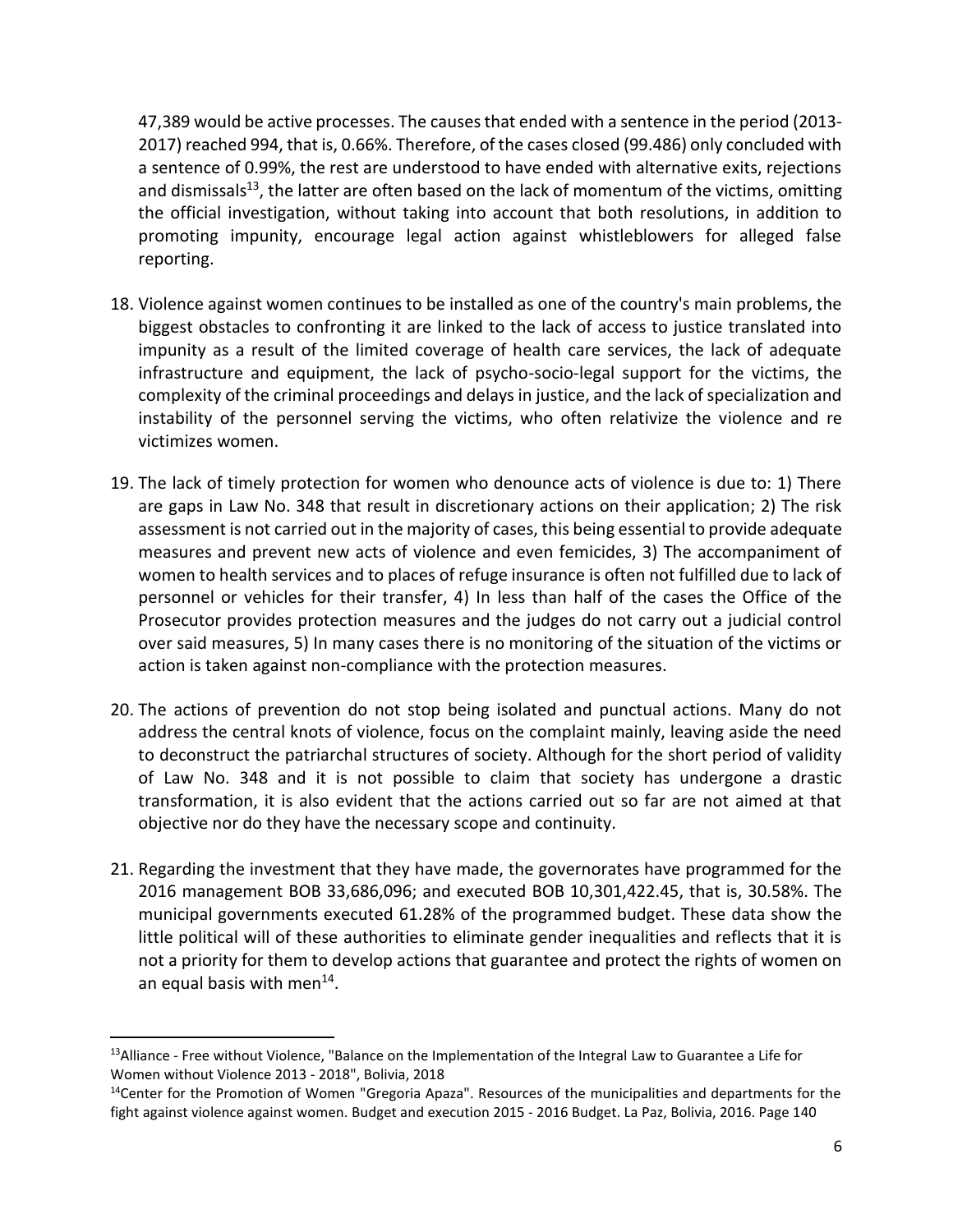47,389 would be active processes. The causes that ended with a sentence in the period (2013-2017) reached 994, that is, 0.66%. Therefore, of the cases closed (99.486) only concluded with a sentence of 0.99%, the rest are understood to have ended with alternative exits, rejections and dismissals[13], the latter are often based on the lack of momentum of the victims, omitting the official investigation, without taking into account that both resolutions, in addition to promoting impunity, encourage legal action against whistleblowers for alleged false reporting.

18. Violence against women continues to be installed as one of the country's main problems, the biggest obstacles to confronting it are linked to the lack of access to justice translated into impunity as a result of the limited coverage of health care services, the lack of adequate infrastructure and equipment, the lack of psycho-socio-legal support for the victims, the complexity of the criminal proceedings and delays in justice, and the lack of specialization and instability of the personnel serving the victims, who often relativize the violence and re victimizes women.

19. The lack of timely protection for women who denounce acts of violence is due to: 1) There are gaps in Law No. 348 that result in discretionary actions on their application; 2) The risk assessment is not carried out in the majority of cases, this being essential to provide adequate measures and prevent new acts of violence and even femicides, 3) The accompaniment of women to health services and to places of refuge insurance is often not fulfilled due to lack of personnel or vehicles for their transfer, 4) In less than half of the cases the Office of the Prosecutor provides protection measures and the judges do not carry out a judicial control over said measures, 5) In many cases there is no monitoring of the situation of the victims or action is taken against non-compliance with the protection measures.

20. The actions of prevention do not stop being isolated and punctual actions. Many do not address the central knots of violence, focus on the complaint mainly, leaving aside the need to deconstruct the patriarchal structures of society. Although for the short period of validity of Law No. 348 and it is not possible to claim that society has undergone a drastic transformation, it is also evident that the actions carried out so far are not aimed at that objective nor do they have the necessary scope and continuity.

21. Regarding the investment that they have made, the governorates have programmed for the 2016 management BOB 33,686,096; and executed BOB 10,301,422.45, that is, 30.58%. The municipal governments executed 61.28% of the programmed budget. These data show the little political will of these authorities to eliminate gender inequalities and reflects that it is not a priority for them to develop actions that guarantee and protect the rights of women on an equal basis with men[14].

---

[13] Alliance - Free without Violence, "Balance on the Implementation of the Integral Law to Guarantee a Life for Women without Violence 2013 - 2018", Bolivia, 2018

[14] Center for the Promotion of Women "Gregoria Apaza". Resources of the municipalities and departments for the fight against violence against women. Budget and execution 2015 - 2016 Budget. La Paz, Bolivia, 2016. Page 140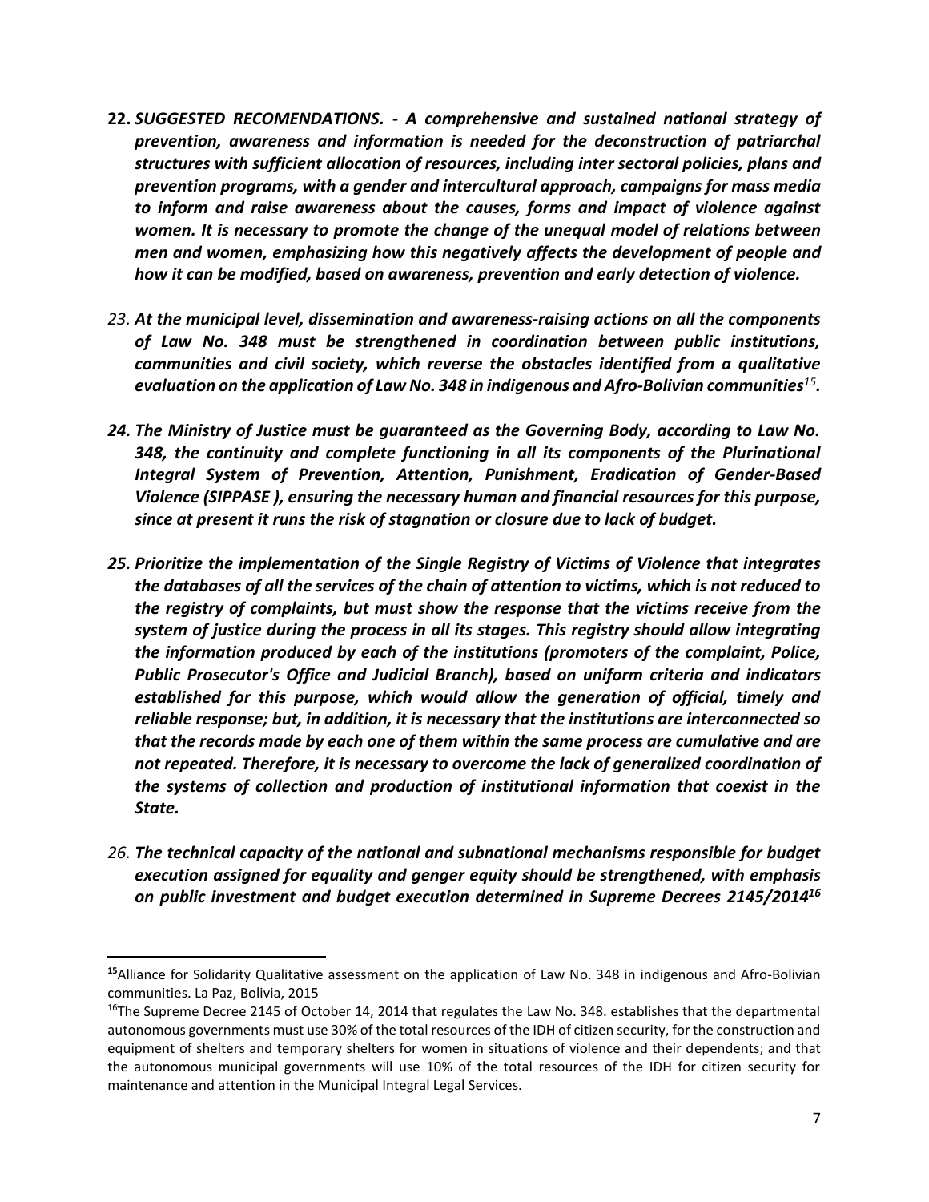**22.** ***SUGGESTED RECOMENDATIONS. - A comprehensive and sustained national strategy of prevention, awareness and information is needed for the deconstruction of patriarchal structures with sufficient allocation of resources, including inter sectoral policies, plans and prevention programs, with a gender and intercultural approach, campaigns for mass media to inform and raise awareness about the causes, forms and impact of violence against women. It is necessary to promote the change of the unequal model of relations between men and women, emphasizing how this negatively affects the development of people and how it can be modified, based on awareness, prevention and early detection of violence.***

*23.* ***At the municipal level, dissemination and awareness-raising actions on all the components of Law No. 348 must be strengthened in coordination between public institutions, communities and civil society, which reverse the obstacles identified from a qualitative evaluation on the application of Law No. 348 in indigenous and Afro-Bolivian communities[15].***

***24. The Ministry of Justice must be guaranteed as the Governing Body, according to Law No. 348, the continuity and complete functioning in all its components of the Plurinational Integral System of Prevention, Attention, Punishment, Eradication of Gender-Based Violence (SIPPASE ), ensuring the necessary human and financial resources for this purpose, since at present it runs the risk of stagnation or closure due to lack of budget.***

***25. Prioritize the implementation of the Single Registry of Victims of Violence that integrates the databases of all the services of the chain of attention to victims, which is not reduced to the registry of complaints, but must show the response that the victims receive from the system of justice during the process in all its stages. This registry should allow integrating the information produced by each of the institutions (promoters of the complaint, Police, Public Prosecutor's Office and Judicial Branch), based on uniform criteria and indicators established for this purpose, which would allow the generation of official, timely and reliable response; but, in addition, it is necessary that the institutions are interconnected so that the records made by each one of them within the same process are cumulative and are not repeated. Therefore, it is necessary to overcome the lack of generalized coordination of the systems of collection and production of institutional information that coexist in the State.***

*26.* ***The technical capacity of the national and subnational mechanisms responsible for budget execution assigned for equality and genger equity should be strengthened, with emphasis on public investment and budget execution determined in Supreme Decrees 2145/2014[16]***

---

[15] Alliance for Solidarity Qualitative assessment on the application of Law No. 348 in indigenous and Afro-Bolivian communities. La Paz, Bolivia, 2015

[16] The Supreme Decree 2145 of October 14, 2014 that regulates the Law No. 348. establishes that the departmental autonomous governments must use 30% of the total resources of the IDH of citizen security, for the construction and equipment of shelters and temporary shelters for women in situations of violence and their dependents; and that the autonomous municipal governments will use 10% of the total resources of the IDH for citizen security for maintenance and attention in the Municipal Integral Legal Services.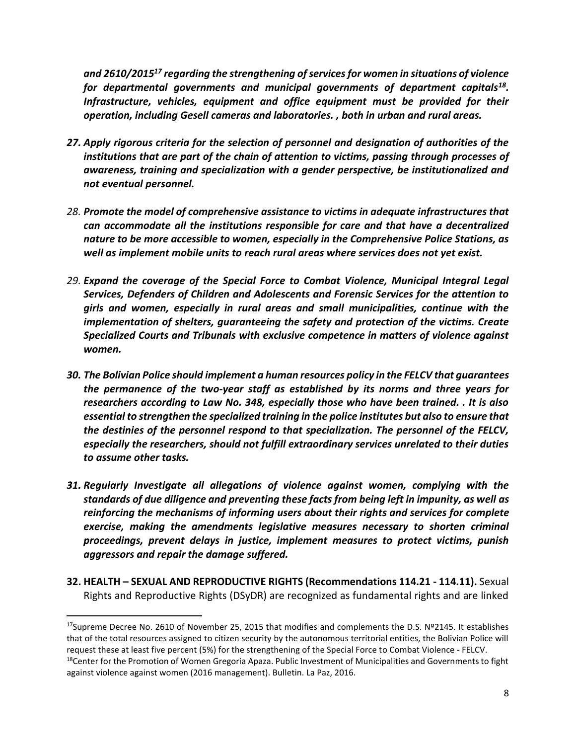***and 2610/2015[17] regarding the strengthening of services for women in situations of violence for departmental governments and municipal governments of department capitals[18]. Infrastructure, vehicles, equipment and office equipment must be provided for their operation, including Gesell cameras and laboratories. , both in urban and rural areas.***

27. ***Apply rigorous criteria for the selection of personnel and designation of authorities of the institutions that are part of the chain of attention to victims, passing through processes of awareness, training and specialization with a gender perspective, be institutionalized and not eventual personnel.***

28. ***Promote the model of comprehensive assistance to victims in adequate infrastructures that can accommodate all the institutions responsible for care and that have a decentralized nature to be more accessible to women, especially in the Comprehensive Police Stations, as well as implement mobile units to reach rural areas where services does not yet exist.***

29. ***Expand the coverage of the Special Force to Combat Violence, Municipal Integral Legal Services, Defenders of Children and Adolescents and Forensic Services for the attention to girls and women, especially in rural areas and small municipalities, continue with the implementation of shelters, guaranteeing the safety and protection of the victims. Create Specialized Courts and Tribunals with exclusive competence in matters of violence against women.***

30. ***The Bolivian Police should implement a human resources policy in the FELCV that guarantees the permanence of the two-year staff as established by its norms and three years for researchers according to Law No. 348, especially those who have been trained. . It is also essential to strengthen the specialized training in the police institutes but also to ensure that the destinies of the personnel respond to that specialization. The personnel of the FELCV, especially the researchers, should not fulfill extraordinary services unrelated to their duties to assume other tasks.***

31. ***Regularly Investigate all allegations of violence against women, complying with the standards of due diligence and preventing these facts from being left in impunity, as well as reinforcing the mechanisms of informing users about their rights and services for complete exercise, making the amendments legislative measures necessary to shorten criminal proceedings, prevent delays in justice, implement measures to protect victims, punish aggressors and repair the damage suffered.***

32. **HEALTH – SEXUAL AND REPRODUCTIVE RIGHTS (Recommendations 114.21 - 114.11).** Sexual Rights and Reproductive Rights (DSyDR) are recognized as fundamental rights and are linked

---

[17] Supreme Decree No. 2610 of November 25, 2015 that modifies and complements the D.S. Nº2145. It establishes that of the total resources assigned to citizen security by the autonomous territorial entities, the Bolivian Police will request these at least five percent (5%) for the strengthening of the Special Force to Combat Violence - FELCV.

[18] Center for the Promotion of Women Gregoria Apaza. Public Investment of Municipalities and Governments to fight against violence against women (2016 management). Bulletin. La Paz, 2016.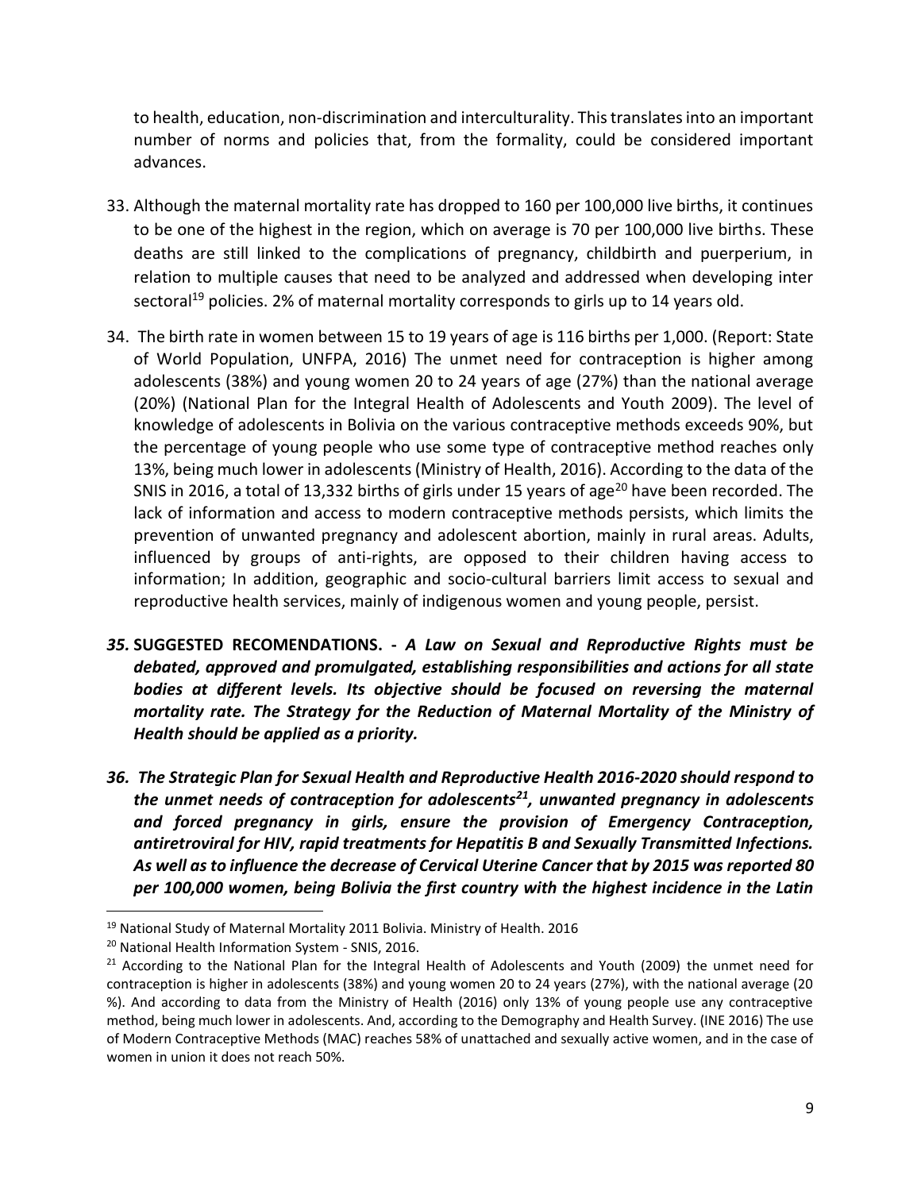to health, education, non-discrimination and interculturality. This translates into an important number of norms and policies that, from the formality, could be considered important advances.

33. Although the maternal mortality rate has dropped to 160 per 100,000 live births, it continues to be one of the highest in the region, which on average is 70 per 100,000 live births. These deaths are still linked to the complications of pregnancy, childbirth and puerperium, in relation to multiple causes that need to be analyzed and addressed when developing inter sectoral[19] policies. 2% of maternal mortality corresponds to girls up to 14 years old.

34. The birth rate in women between 15 to 19 years of age is 116 births per 1,000. (Report: State of World Population, UNFPA, 2016) The unmet need for contraception is higher among adolescents (38%) and young women 20 to 24 years of age (27%) than the national average (20%) (National Plan for the Integral Health of Adolescents and Youth 2009). The level of knowledge of adolescents in Bolivia on the various contraceptive methods exceeds 90%, but the percentage of young people who use some type of contraceptive method reaches only 13%, being much lower in adolescents (Ministry of Health, 2016). According to the data of the SNIS in 2016, a total of 13,332 births of girls under 15 years of age[20] have been recorded. The lack of information and access to modern contraceptive methods persists, which limits the prevention of unwanted pregnancy and adolescent abortion, mainly in rural areas. Adults, influenced by groups of anti-rights, are opposed to their children having access to information; In addition, geographic and socio-cultural barriers limit access to sexual and reproductive health services, mainly of indigenous women and young people, persist.

***35.* SUGGESTED RECOMENDATIONS. -** ***A Law on Sexual and Reproductive Rights must be debated, approved and promulgated, establishing responsibilities and actions for all state bodies at different levels. Its objective should be focused on reversing the maternal mortality rate. The Strategy for the Reduction of Maternal Mortality of the Ministry of Health should be applied as a priority.***

***36. The Strategic Plan for Sexual Health and Reproductive Health 2016-2020 should respond to the unmet needs of contraception for adolescents[21], unwanted pregnancy in adolescents and forced pregnancy in girls, ensure the provision of Emergency Contraception, antiretroviral for HIV, rapid treatments for Hepatitis B and Sexually Transmitted Infections. As well as to influence the decrease of Cervical Uterine Cancer that by 2015 was reported 80 per 100,000 women, being Bolivia the first country with the highest incidence in the Latin***

---

[19] National Study of Maternal Mortality 2011 Bolivia. Ministry of Health. 2016

[20] National Health Information System - SNIS, 2016.

[21] According to the National Plan for the Integral Health of Adolescents and Youth (2009) the unmet need for contraception is higher in adolescents (38%) and young women 20 to 24 years (27%), with the national average (20 %). And according to data from the Ministry of Health (2016) only 13% of young people use any contraceptive method, being much lower in adolescents. And, according to the Demography and Health Survey. (INE 2016) The use of Modern Contraceptive Methods (MAC) reaches 58% of unattached and sexually active women, and in the case of women in union it does not reach 50%.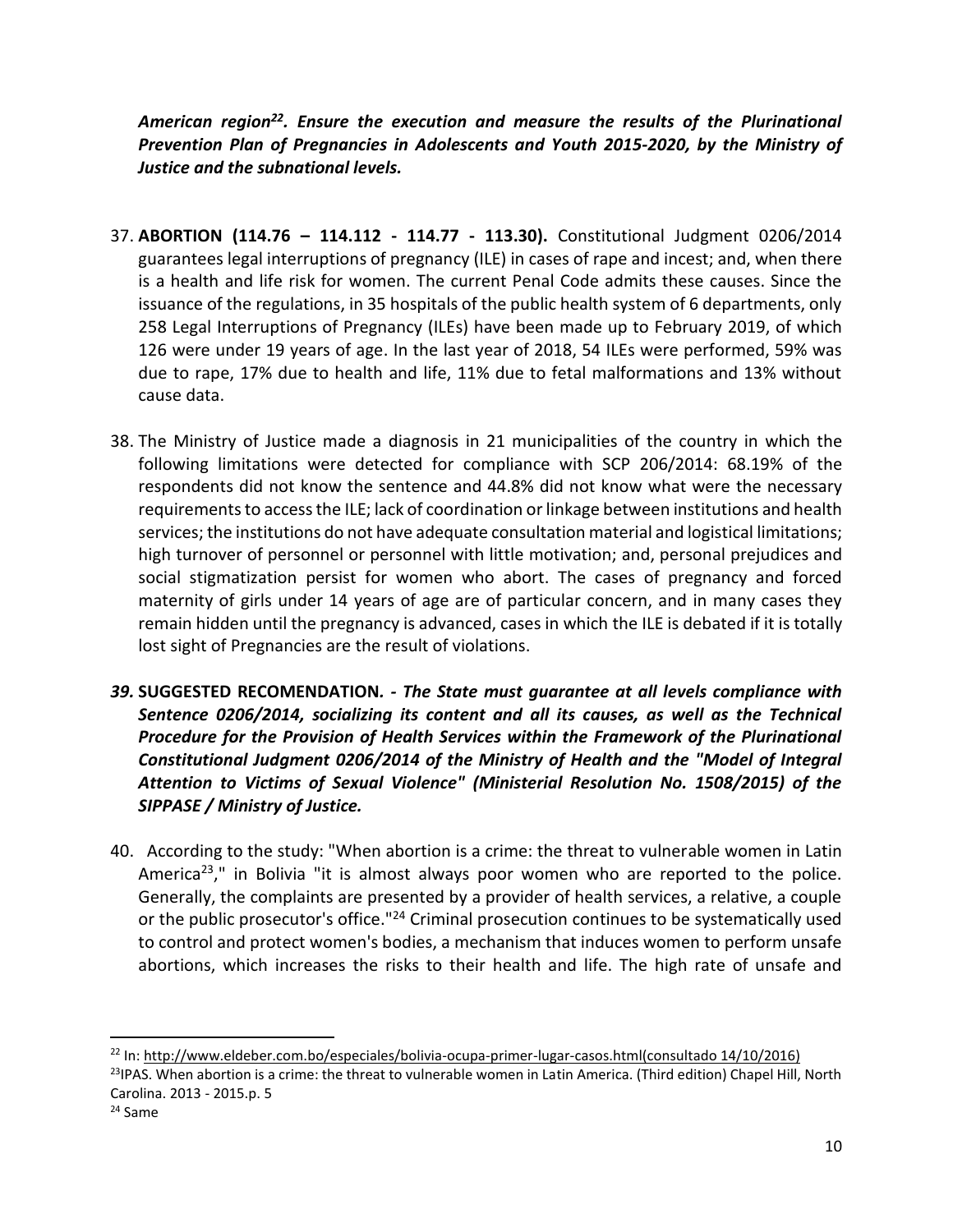***American region[22]. Ensure the execution and measure the results of the Plurinational Prevention Plan of Pregnancies in Adolescents and Youth 2015-2020, by the Ministry of Justice and the subnational levels.***

37. **ABORTION (114.76 – 114.112 - 114.77 - 113.30).** Constitutional Judgment 0206/2014 guarantees legal interruptions of pregnancy (ILE) in cases of rape and incest; and, when there is a health and life risk for women. The current Penal Code admits these causes. Since the issuance of the regulations, in 35 hospitals of the public health system of 6 departments, only 258 Legal Interruptions of Pregnancy (ILEs) have been made up to February 2019, of which 126 were under 19 years of age. In the last year of 2018, 54 ILEs were performed, 59% was due to rape, 17% due to health and life, 11% due to fetal malformations and 13% without cause data.

38. The Ministry of Justice made a diagnosis in 21 municipalities of the country in which the following limitations were detected for compliance with SCP 206/2014: 68.19% of the respondents did not know the sentence and 44.8% did not know what were the necessary requirements to access the ILE; lack of coordination or linkage between institutions and health services; the institutions do not have adequate consultation material and logistical limitations; high turnover of personnel or personnel with little motivation; and, personal prejudices and social stigmatization persist for women who abort. The cases of pregnancy and forced maternity of girls under 14 years of age are of particular concern, and in many cases they remain hidden until the pregnancy is advanced, cases in which the ILE is debated if it is totally lost sight of Pregnancies are the result of violations.

***39.*** **SUGGESTED RECOMENDATION.** ***- The State must guarantee at all levels compliance with Sentence 0206/2014, socializing its content and all its causes, as well as the Technical Procedure for the Provision of Health Services within the Framework of the Plurinational Constitutional Judgment 0206/2014 of the Ministry of Health and the "Model of Integral Attention to Victims of Sexual Violence" (Ministerial Resolution No. 1508/2015) of the SIPPASE / Ministry of Justice.***

40. According to the study: "When abortion is a crime: the threat to vulnerable women in Latin America[23]," in Bolivia "it is almost always poor women who are reported to the police. Generally, the complaints are presented by a provider of health services, a relative, a couple or the public prosecutor's office."[24] Criminal prosecution continues to be systematically used to control and protect women's bodies, a mechanism that induces women to perform unsafe abortions, which increases the risks to their health and life. The high rate of unsafe and

---

[22] In: http://www.eldeber.com.bo/especiales/bolivia-ocupa-primer-lugar-casos.html(consultado 14/10/2016)

[23] IPAS. When abortion is a crime: the threat to vulnerable women in Latin America. (Third edition) Chapel Hill, North Carolina. 2013 - 2015.p. 5

[24] Same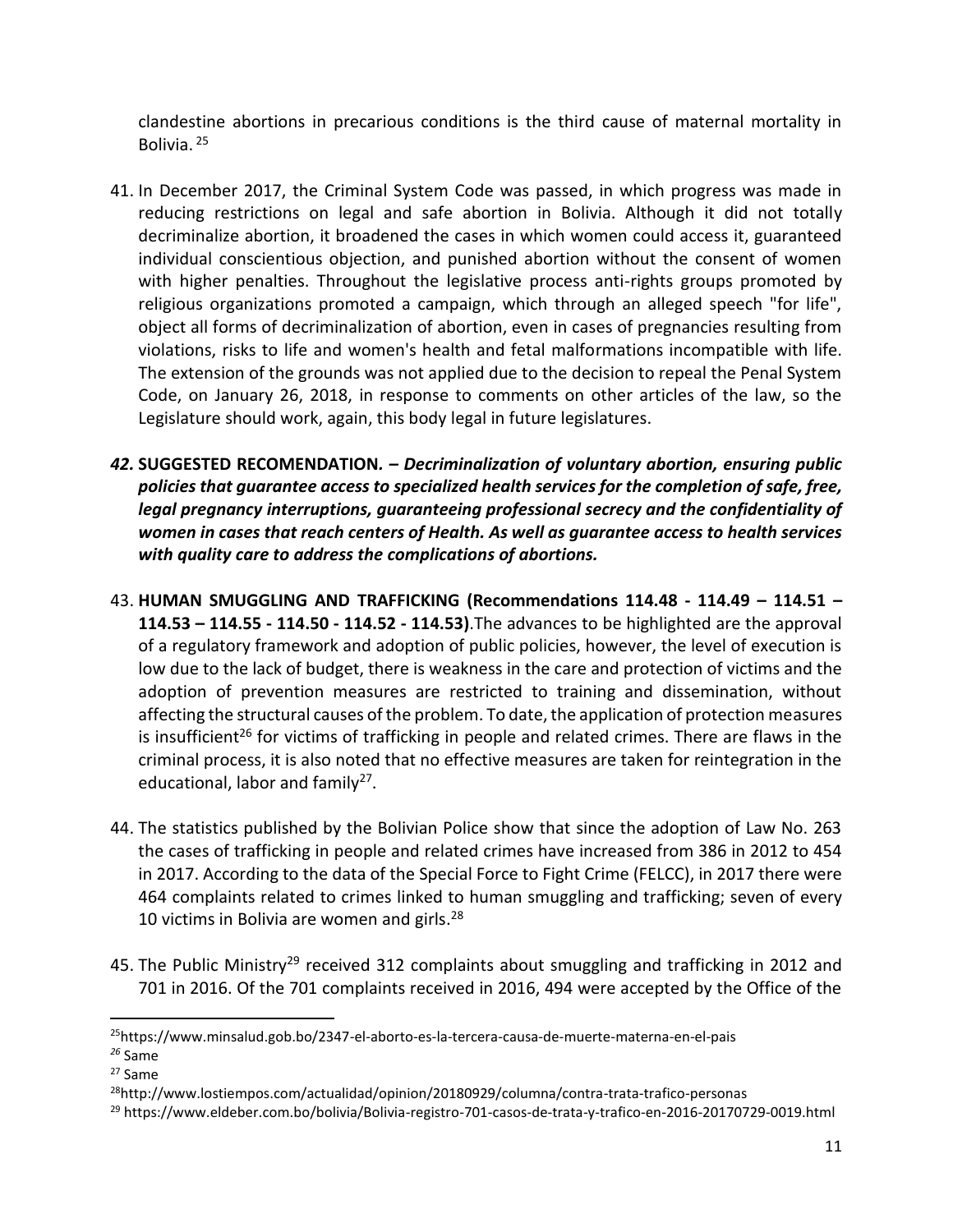clandestine abortions in precarious conditions is the third cause of maternal mortality in Bolivia. [25]

41. In December 2017, the Criminal System Code was passed, in which progress was made in reducing restrictions on legal and safe abortion in Bolivia. Although it did not totally decriminalize abortion, it broadened the cases in which women could access it, guaranteed individual conscientious objection, and punished abortion without the consent of women with higher penalties. Throughout the legislative process anti-rights groups promoted by religious organizations promoted a campaign, which through an alleged speech "for life", object all forms of decriminalization of abortion, even in cases of pregnancies resulting from violations, risks to life and women's health and fetal malformations incompatible with life. The extension of the grounds was not applied due to the decision to repeal the Penal System Code, on January 26, 2018, in response to comments on other articles of the law, so the Legislature should work, again, this body legal in future legislatures.

42. **SUGGESTED RECOMENDATION. –** ***Decriminalization of voluntary abortion, ensuring public policies that guarantee access to specialized health services for the completion of safe, free, legal pregnancy interruptions, guaranteeing professional secrecy and the confidentiality of women in cases that reach centers of Health. As well as guarantee access to health services with quality care to address the complications of abortions.***

43. **HUMAN SMUGGLING AND TRAFFICKING (Recommendations 114.48 - 114.49 – 114.51 – 114.53 – 114.55 - 114.50 - 114.52 - 114.53)**.The advances to be highlighted are the approval of a regulatory framework and adoption of public policies, however, the level of execution is low due to the lack of budget, there is weakness in the care and protection of victims and the adoption of prevention measures are restricted to training and dissemination, without affecting the structural causes of the problem. To date, the application of protection measures is insufficient[26] for victims of trafficking in people and related crimes. There are flaws in the criminal process, it is also noted that no effective measures are taken for reintegration in the educational, labor and family[27].

44. The statistics published by the Bolivian Police show that since the adoption of Law No. 263 the cases of trafficking in people and related crimes have increased from 386 in 2012 to 454 in 2017. According to the data of the Special Force to Fight Crime (FELCC), in 2017 there were 464 complaints related to crimes linked to human smuggling and trafficking; seven of every 10 victims in Bolivia are women and girls.[28]

45. The Public Ministry[29] received 312 complaints about smuggling and trafficking in 2012 and 701 in 2016. Of the 701 complaints received in 2016, 494 were accepted by the Office of the

---

[25]https://www.minsalud.gob.bo/2347-el-aborto-es-la-tercera-causa-de-muerte-materna-en-el-pais

[26] Same

[27] Same

[28]http://www.lostiempos.com/actualidad/opinion/20180929/columna/contra-trata-trafico-personas

[29] https://www.eldeber.com.bo/bolivia/Bolivia-registro-701-casos-de-trata-y-trafico-en-2016-20170729-0019.html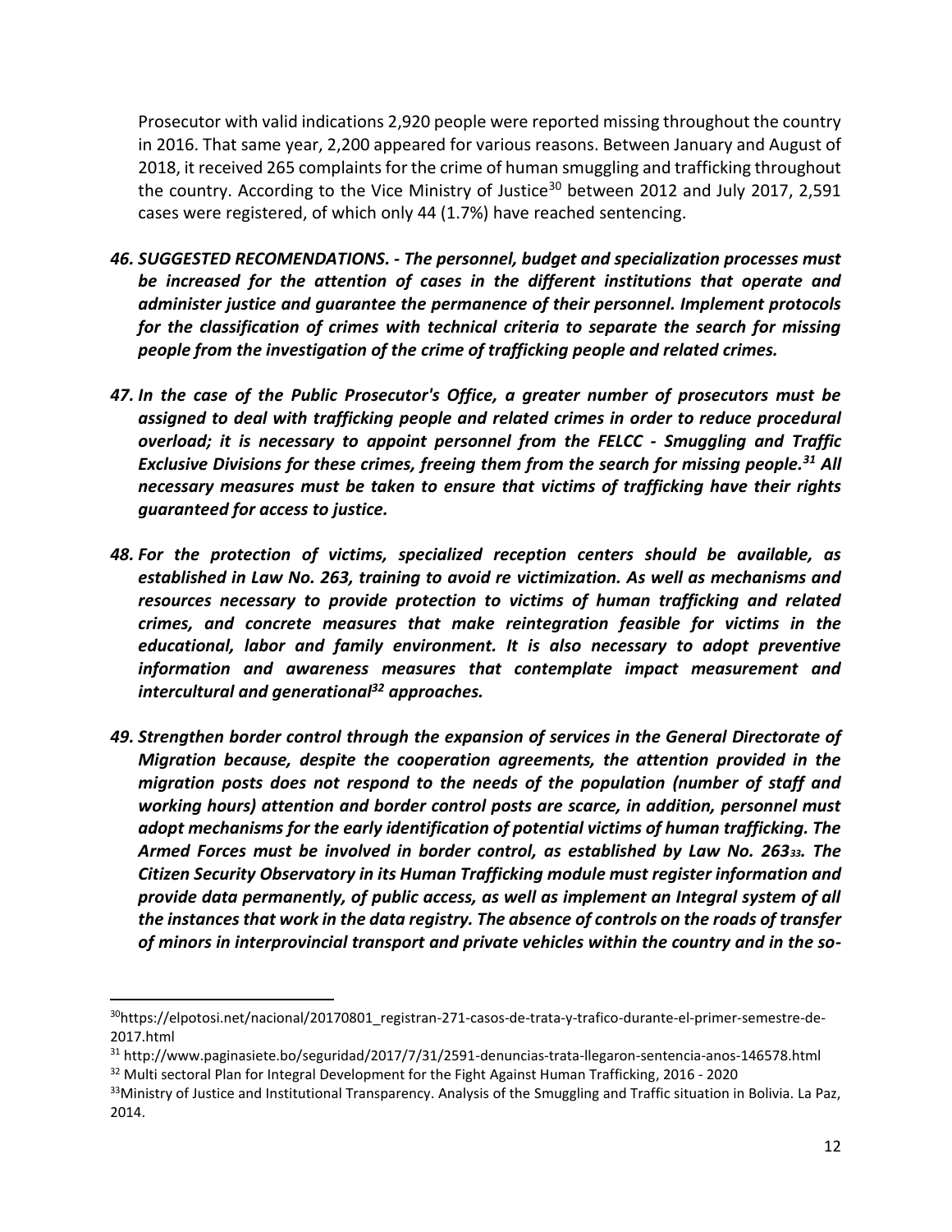Prosecutor with valid indications 2,920 people were reported missing throughout the country in 2016. That same year, 2,200 appeared for various reasons. Between January and August of 2018, it received 265 complaints for the crime of human smuggling and trafficking throughout the country. According to the Vice Ministry of Justice[30] between 2012 and July 2017, 2,591 cases were registered, of which only 44 (1.7%) have reached sentencing.

46. ***SUGGESTED RECOMENDATIONS. - The personnel, budget and specialization processes must be increased for the attention of cases in the different institutions that operate and administer justice and guarantee the permanence of their personnel. Implement protocols for the classification of crimes with technical criteria to separate the search for missing people from the investigation of the crime of trafficking people and related crimes.***

47. ***In the case of the Public Prosecutor's Office, a greater number of prosecutors must be assigned to deal with trafficking people and related crimes in order to reduce procedural overload; it is necessary to appoint personnel from the FELCC - Smuggling and Traffic Exclusive Divisions for these crimes, freeing them from the search for missing people.[31] All necessary measures must be taken to ensure that victims of trafficking have their rights guaranteed for access to justice.***

48. ***For the protection of victims, specialized reception centers should be available, as established in Law No. 263, training to avoid re victimization. As well as mechanisms and resources necessary to provide protection to victims of human trafficking and related crimes, and concrete measures that make reintegration feasible for victims in the educational, labor and family environment. It is also necessary to adopt preventive information and awareness measures that contemplate impact measurement and intercultural and generational[32] approaches.***

49. ***Strengthen border control through the expansion of services in the General Directorate of Migration because, despite the cooperation agreements, the attention provided in the migration posts does not respond to the needs of the population (number of staff and working hours) attention and border control posts are scarce, in addition, personnel must adopt mechanisms for the early identification of potential victims of human trafficking. The Armed Forces must be involved in border control, as established by Law No. 263[33]. The Citizen Security Observatory in its Human Trafficking module must register information and provide data permanently, of public access, as well as implement an Integral system of all the instances that work in the data registry. The absence of controls on the roads of transfer of minors in interprovincial transport and private vehicles within the country and in the so-***

---

[30] https://elpotosi.net/nacional/20170801_registran-271-casos-de-trata-y-trafico-durante-el-primer-semestre-de-2017.html

[31] http://www.paginasiete.bo/seguridad/2017/7/31/2591-denuncias-trata-llegaron-sentencia-anos-146578.html

[32] Multi sectoral Plan for Integral Development for the Fight Against Human Trafficking, 2016 - 2020

[33] Ministry of Justice and Institutional Transparency. Analysis of the Smuggling and Traffic situation in Bolivia. La Paz, 2014.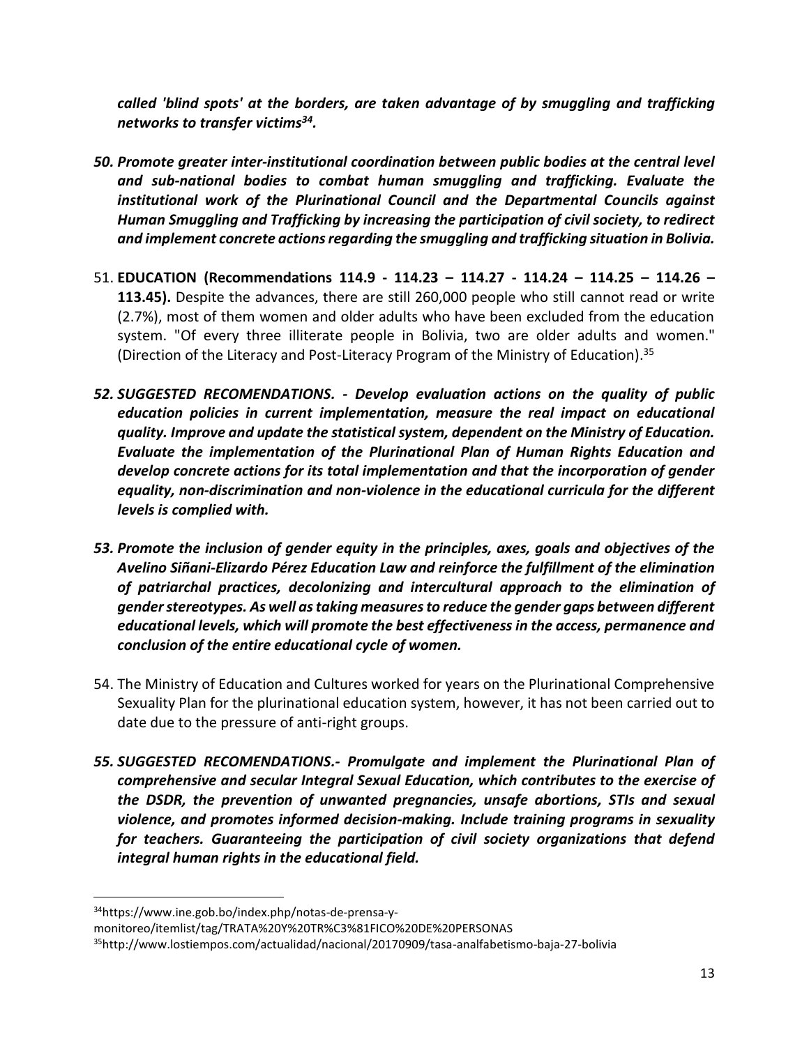***called 'blind spots' at the borders, are taken advantage of by smuggling and trafficking networks to transfer victims[34].***

50. ***Promote greater inter-institutional coordination between public bodies at the central level and sub-national bodies to combat human smuggling and trafficking. Evaluate the institutional work of the Plurinational Council and the Departmental Councils against Human Smuggling and Trafficking by increasing the participation of civil society, to redirect and implement concrete actions regarding the smuggling and trafficking situation in Bolivia.***

51. **EDUCATION (Recommendations 114.9 - 114.23 – 114.27 - 114.24 – 114.25 – 114.26 – 113.45).** Despite the advances, there are still 260,000 people who still cannot read or write (2.7%), most of them women and older adults who have been excluded from the education system. "Of every three illiterate people in Bolivia, two are older adults and women." (Direction of the Literacy and Post-Literacy Program of the Ministry of Education).[35]

52. ***SUGGESTED RECOMENDATIONS. - Develop evaluation actions on the quality of public education policies in current implementation, measure the real impact on educational quality. Improve and update the statistical system, dependent on the Ministry of Education. Evaluate the implementation of the Plurinational Plan of Human Rights Education and develop concrete actions for its total implementation and that the incorporation of gender equality, non-discrimination and non-violence in the educational curricula for the different levels is complied with.***

53. ***Promote the inclusion of gender equity in the principles, axes, goals and objectives of the Avelino Siñani-Elizardo Pérez Education Law and reinforce the fulfillment of the elimination of patriarchal practices, decolonizing and intercultural approach to the elimination of gender stereotypes. As well as taking measures to reduce the gender gaps between different educational levels, which will promote the best effectiveness in the access, permanence and conclusion of the entire educational cycle of women.***

54. The Ministry of Education and Cultures worked for years on the Plurinational Comprehensive Sexuality Plan for the plurinational education system, however, it has not been carried out to date due to the pressure of anti-right groups.

55. ***SUGGESTED RECOMENDATIONS.- Promulgate and implement the Plurinational Plan of comprehensive and secular Integral Sexual Education, which contributes to the exercise of the DSDR, the prevention of unwanted pregnancies, unsafe abortions, STIs and sexual violence, and promotes informed decision-making. Include training programs in sexuality for teachers. Guaranteeing the participation of civil society organizations that defend integral human rights in the educational field.***

---

[34] https://www.ine.gob.bo/index.php/notas-de-prensa-y-monitoreo/itemlist/tag/TRATA%20Y%20TR%C3%81FICO%20DE%20PERSONAS

[35] http://www.lostiempos.com/actualidad/nacional/20170909/tasa-analfabetismo-baja-27-bolivia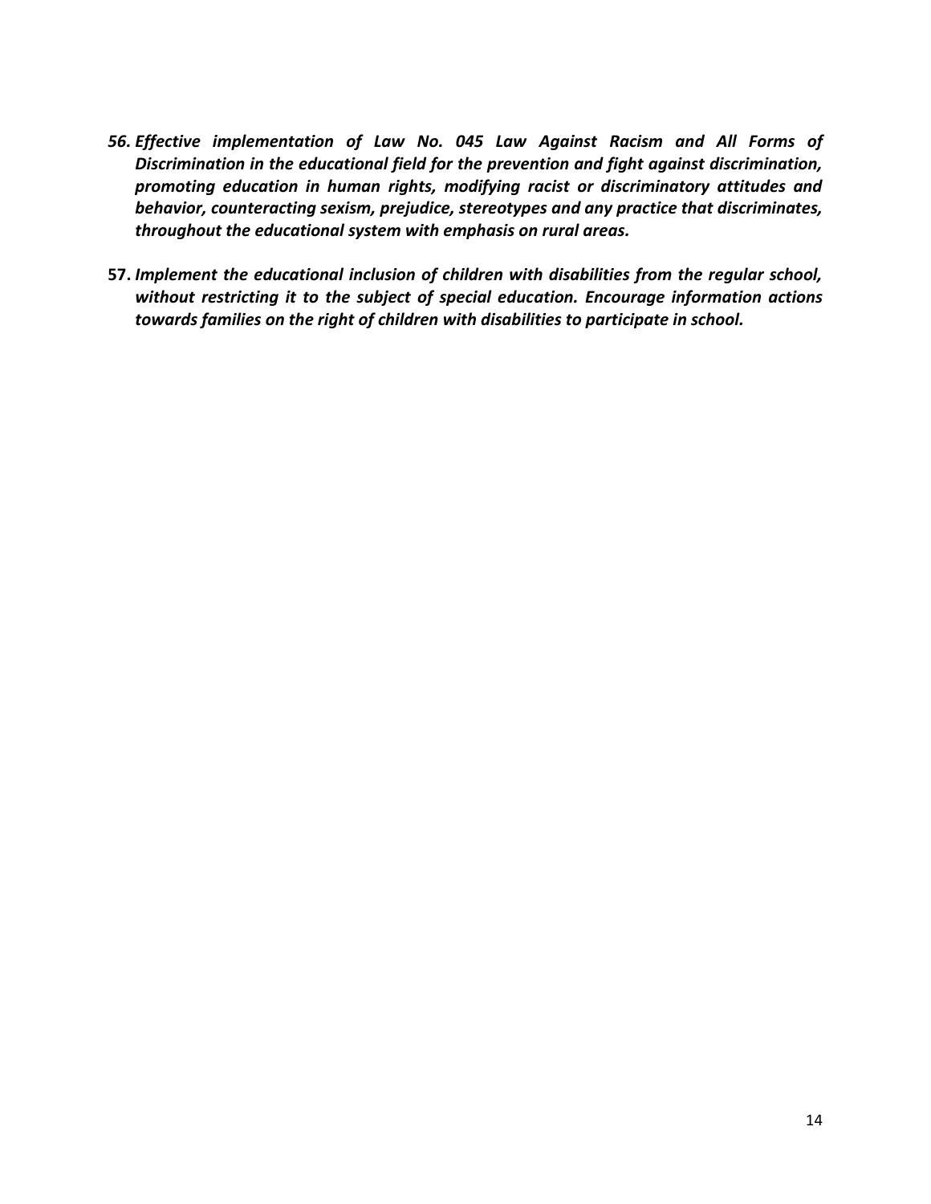56. ***Effective implementation of Law No. 045 Law Against Racism and All Forms of Discrimination in the educational field for the prevention and fight against discrimination, promoting education in human rights, modifying racist or discriminatory attitudes and behavior, counteracting sexism, prejudice, stereotypes and any practice that discriminates, throughout the educational system with emphasis on rural areas.***

57. ***Implement the educational inclusion of children with disabilities from the regular school, without restricting it to the subject of special education. Encourage information actions towards families on the right of children with disabilities to participate in school.***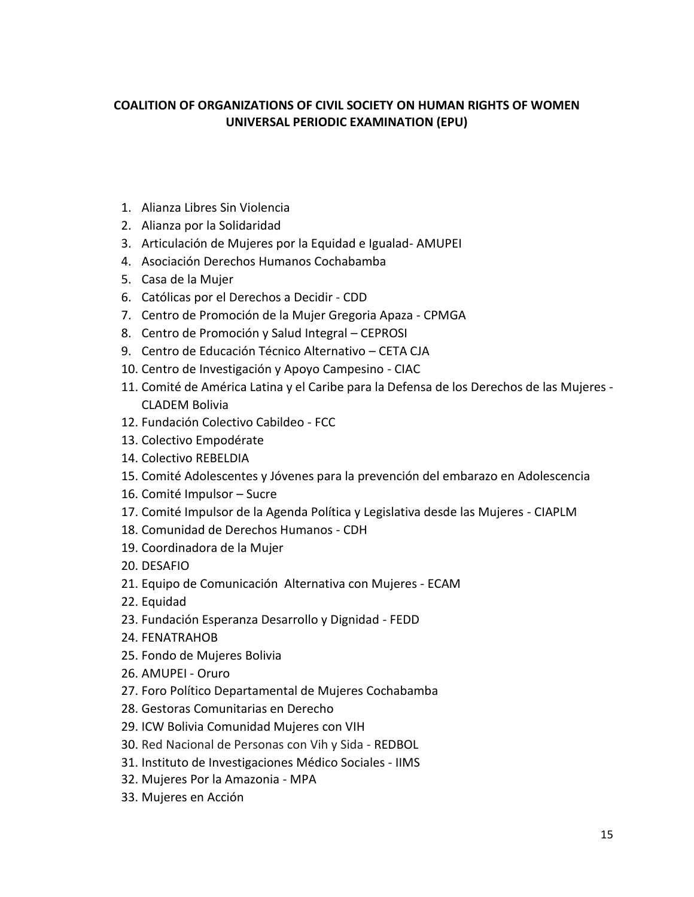**COALITION OF ORGANIZATIONS OF CIVIL SOCIETY ON HUMAN RIGHTS OF WOMEN UNIVERSAL PERIODIC EXAMINATION (EPU)**

1. Alianza Libres Sin Violencia
2. Alianza por la Solidaridad
3. Articulación de Mujeres por la Equidad e Igualad- AMUPEI
4. Asociación Derechos Humanos Cochabamba
5. Casa de la Mujer
6. Católicas por el Derechos a Decidir - CDD
7. Centro de Promoción de la Mujer Gregoria Apaza - CPMGA
8. Centro de Promoción y Salud Integral – CEPROSI
9. Centro de Educación Técnico Alternativo – CETA CJA
10. Centro de Investigación y Apoyo Campesino - CIAC
11. Comité de América Latina y el Caribe para la Defensa de los Derechos de las Mujeres - CLADEM Bolivia
12. Fundación Colectivo Cabildeo - FCC
13. Colectivo Empodérate
14. Colectivo REBELDIA
15. Comité Adolescentes y Jóvenes para la prevención del embarazo en Adolescencia
16. Comité Impulsor – Sucre
17. Comité Impulsor de la Agenda Política y Legislativa desde las Mujeres - CIAPLM
18. Comunidad de Derechos Humanos - CDH
19. Coordinadora de la Mujer
20. DESAFIO
21. Equipo de Comunicación Alternativa con Mujeres - ECAM
22. Equidad
23. Fundación Esperanza Desarrollo y Dignidad - FEDD
24. FENATRAHOB
25. Fondo de Mujeres Bolivia
26. AMUPEI - Oruro
27. Foro Político Departamental de Mujeres Cochabamba
28. Gestoras Comunitarias en Derecho
29. ICW Bolivia Comunidad Mujeres con VIH
30. Red Nacional de Personas con Vih y Sida - REDBOL
31. Instituto de Investigaciones Médico Sociales - IIMS
32. Mujeres Por la Amazonia - MPA
33. Mujeres en Acción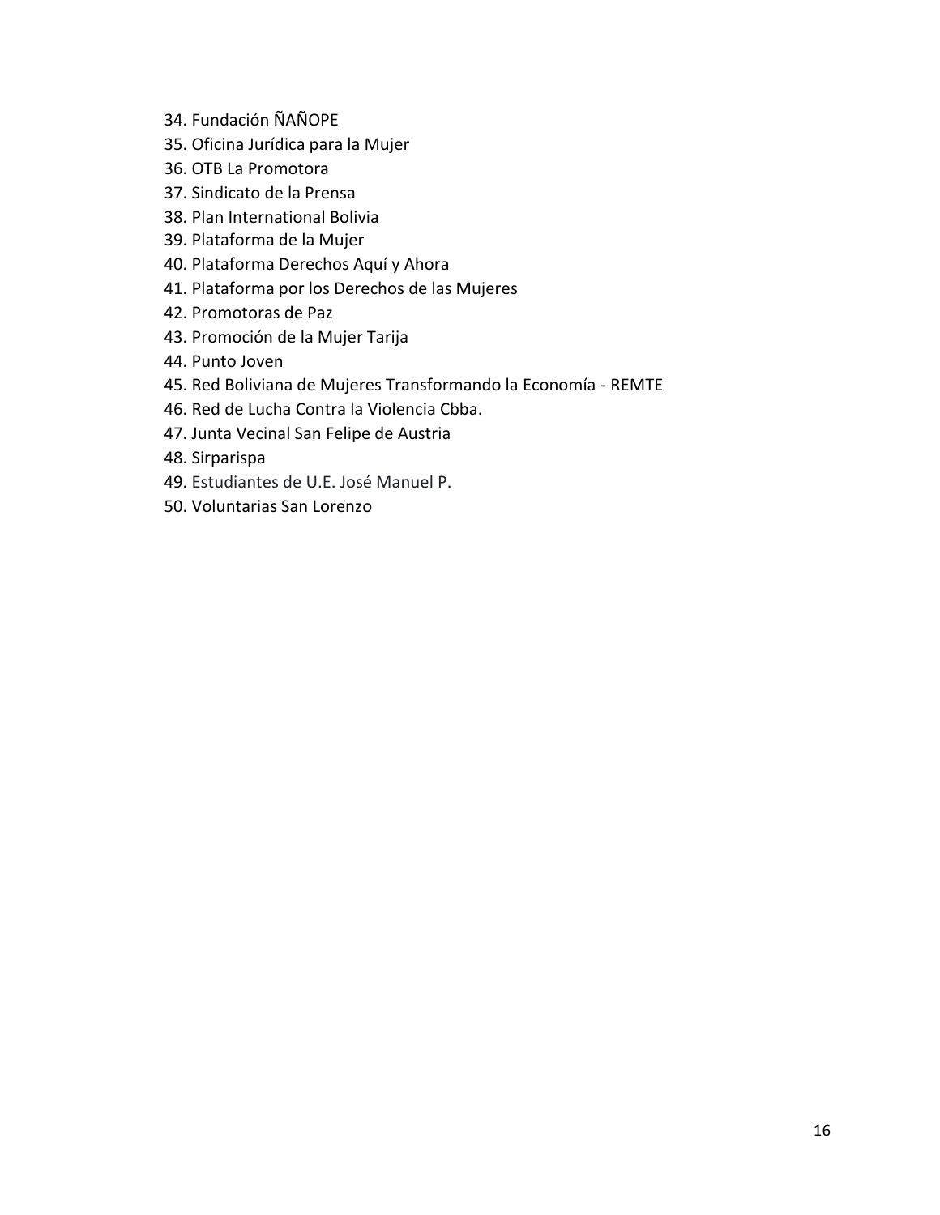34. Fundación ÑAÑOPE
35. Oficina Jurídica para la Mujer
36. OTB La Promotora
37. Sindicato de la Prensa
38. Plan International Bolivia
39. Plataforma de la Mujer
40. Plataforma Derechos Aquí y Ahora
41. Plataforma por los Derechos de las Mujeres
42. Promotoras de Paz
43. Promoción de la Mujer Tarija
44. Punto Joven
45. Red Boliviana de Mujeres Transformando la Economía - REMTE
46. Red de Lucha Contra la Violencia Cbba.
47. Junta Vecinal San Felipe de Austria
48. Sirparispa
49. Estudiantes de U.E. José Manuel P.
50. Voluntarias San Lorenzo